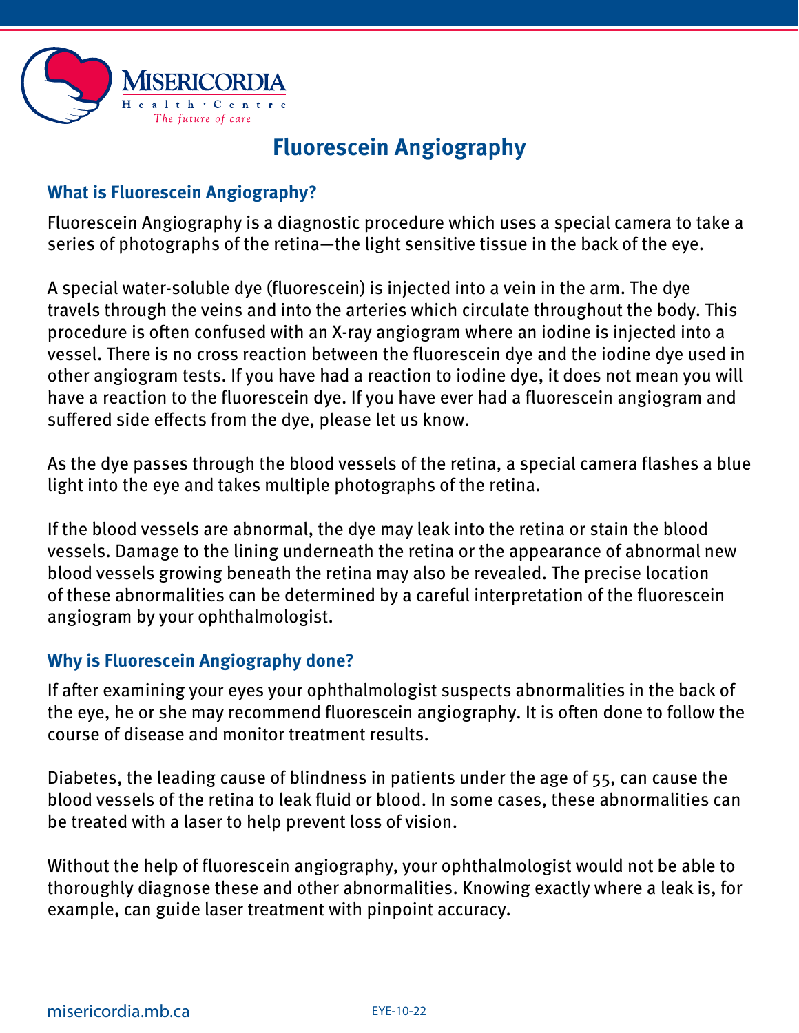Misericordia Health Centre
*The future of care*

# Fluorescein Angiography

## What is Fluorescein Angiography?

Fluorescein Angiography is a diagnostic procedure which uses a special camera to take a series of photographs of the retina—the light sensitive tissue in the back of the eye.

A special water-soluble dye (fluorescein) is injected into a vein in the arm. The dye travels through the veins and into the arteries which circulate throughout the body. This procedure is often confused with an X-ray angiogram where an iodine is injected into a vessel. There is no cross reaction between the fluorescein dye and the iodine dye used in other angiogram tests. If you have had a reaction to iodine dye, it does not mean you will have a reaction to the fluorescein dye. If you have ever had a fluorescein angiogram and suffered side effects from the dye, please let us know.

As the dye passes through the blood vessels of the retina, a special camera flashes a blue light into the eye and takes multiple photographs of the retina.

If the blood vessels are abnormal, the dye may leak into the retina or stain the blood vessels. Damage to the lining underneath the retina or the appearance of abnormal new blood vessels growing beneath the retina may also be revealed. The precise location of these abnormalities can be determined by a careful interpretation of the fluorescein angiogram by your ophthalmologist.

## Why is Fluorescein Angiography done?

If after examining your eyes your ophthalmologist suspects abnormalities in the back of the eye, he or she may recommend fluorescein angiography. It is often done to follow the course of disease and monitor treatment results.

Diabetes, the leading cause of blindness in patients under the age of 55, can cause the blood vessels of the retina to leak fluid or blood. In some cases, these abnormalities can be treated with a laser to help prevent loss of vision.

Without the help of fluorescein angiography, your ophthalmologist would not be able to thoroughly diagnose these and other abnormalities. Knowing exactly where a leak is, for example, can guide laser treatment with pinpoint accuracy.

misericordia.mb.ca EYE-10-22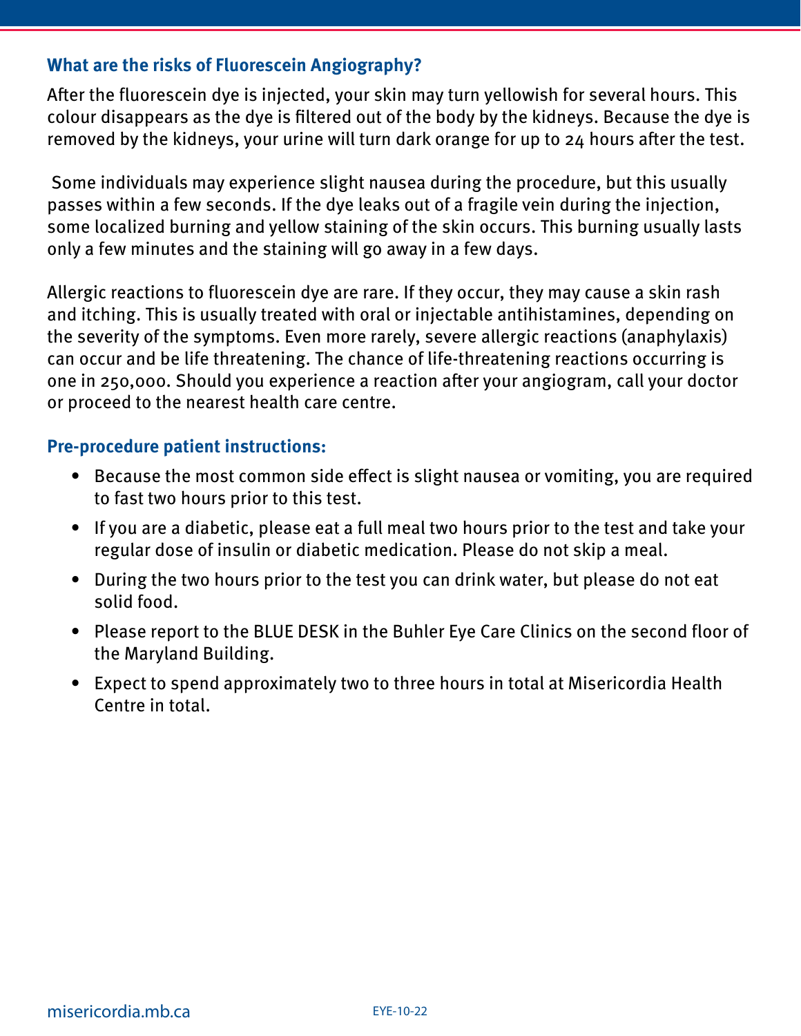## What are the risks of Fluorescein Angiography?

After the fluorescein dye is injected, your skin may turn yellowish for several hours. This colour disappears as the dye is filtered out of the body by the kidneys. Because the dye is removed by the kidneys, your urine will turn dark orange for up to 24 hours after the test.

Some individuals may experience slight nausea during the procedure, but this usually passes within a few seconds. If the dye leaks out of a fragile vein during the injection, some localized burning and yellow staining of the skin occurs. This burning usually lasts only a few minutes and the staining will go away in a few days.

Allergic reactions to fluorescein dye are rare. If they occur, they may cause a skin rash and itching. This is usually treated with oral or injectable antihistamines, depending on the severity of the symptoms. Even more rarely, severe allergic reactions (anaphylaxis) can occur and be life threatening. The chance of life-threatening reactions occurring is one in 250,000. Should you experience a reaction after your angiogram, call your doctor or proceed to the nearest health care centre.

## Pre-procedure patient instructions:

- Because the most common side effect is slight nausea or vomiting, you are required to fast two hours prior to this test.
- If you are a diabetic, please eat a full meal two hours prior to the test and take your regular dose of insulin or diabetic medication. Please do not skip a meal.
- During the two hours prior to the test you can drink water, but please do not eat solid food.
- Please report to the BLUE DESK in the Buhler Eye Care Clinics on the second floor of the Maryland Building.
- Expect to spend approximately two to three hours in total at Misericordia Health Centre in total.

misericordia.mb.ca

EYE-10-22